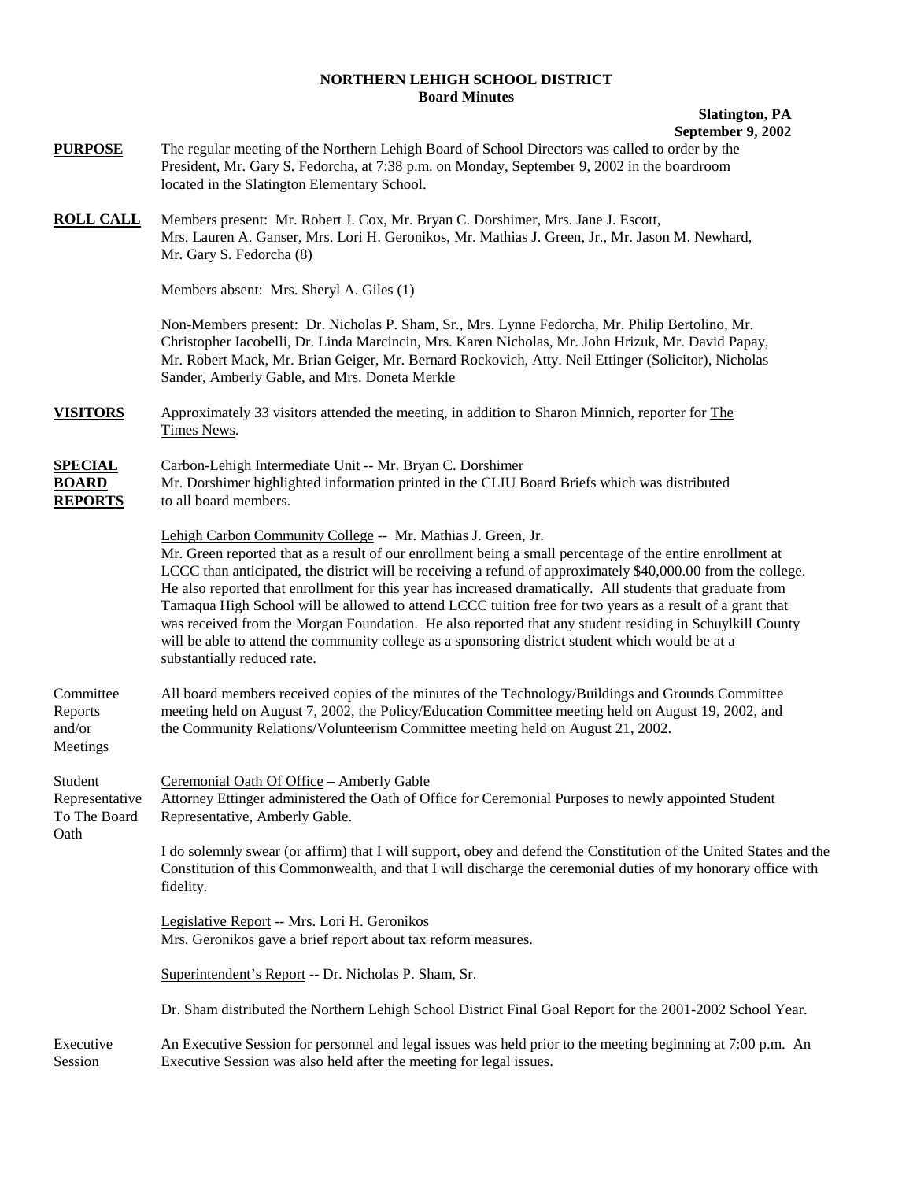# NORTHERN LEHIGH SCHOOL DISTRICT
## Board Minutes

**Slatington, PA**
**September 9, 2002**

**PURPOSE**

The regular meeting of the Northern Lehigh Board of School Directors was called to order by the President, Mr. Gary S. Fedorcha, at 7:38 p.m. on Monday, September 9, 2002 in the boardroom located in the Slatington Elementary School.

**ROLL CALL**

Members present: Mr. Robert J. Cox, Mr. Bryan C. Dorshimer, Mrs. Jane J. Escott, Mrs. Lauren A. Ganser, Mrs. Lori H. Geronikos, Mr. Mathias J. Green, Jr., Mr. Jason M. Newhard, Mr. Gary S. Fedorcha (8)

Members absent: Mrs. Sheryl A. Giles (1)

Non-Members present: Dr. Nicholas P. Sham, Sr., Mrs. Lynne Fedorcha, Mr. Philip Bertolino, Mr. Christopher Iacobelli, Dr. Linda Marcincin, Mrs. Karen Nicholas, Mr. John Hrizuk, Mr. David Papay, Mr. Robert Mack, Mr. Brian Geiger, Mr. Bernard Rockovich, Atty. Neil Ettinger (Solicitor), Nicholas Sander, Amberly Gable, and Mrs. Doneta Merkle

**VISITORS**

Approximately 33 visitors attended the meeting, in addition to Sharon Minnich, reporter for The Times News.

**SPECIAL BOARD REPORTS**

Carbon-Lehigh Intermediate Unit -- Mr. Bryan C. Dorshimer
Mr. Dorshimer highlighted information printed in the CLIU Board Briefs which was distributed to all board members.

Lehigh Carbon Community College -- Mr. Mathias J. Green, Jr.
Mr. Green reported that as a result of our enrollment being a small percentage of the entire enrollment at LCCC than anticipated, the district will be receiving a refund of approximately $40,000.00 from the college. He also reported that enrollment for this year has increased dramatically. All students that graduate from Tamaqua High School will be allowed to attend LCCC tuition free for two years as a result of a grant that was received from the Morgan Foundation. He also reported that any student residing in Schuylkill County will be able to attend the community college as a sponsoring district student which would be at a substantially reduced rate.

Committee Reports and/or Meetings

All board members received copies of the minutes of the Technology/Buildings and Grounds Committee meeting held on August 7, 2002, the Policy/Education Committee meeting held on August 19, 2002, and the Community Relations/Volunteerism Committee meeting held on August 21, 2002.

Student Representative To The Board Oath

Ceremonial Oath Of Office – Amberly Gable
Attorney Ettinger administered the Oath of Office for Ceremonial Purposes to newly appointed Student Representative, Amberly Gable.

I do solemnly swear (or affirm) that I will support, obey and defend the Constitution of the United States and the Constitution of this Commonwealth, and that I will discharge the ceremonial duties of my honorary office with fidelity.

Legislative Report -- Mrs. Lori H. Geronikos
Mrs. Geronikos gave a brief report about tax reform measures.

Superintendent's Report -- Dr. Nicholas P. Sham, Sr.

Dr. Sham distributed the Northern Lehigh School District Final Goal Report for the 2001-2002 School Year.

Executive Session

An Executive Session for personnel and legal issues was held prior to the meeting beginning at 7:00 p.m. An Executive Session was also held after the meeting for legal issues.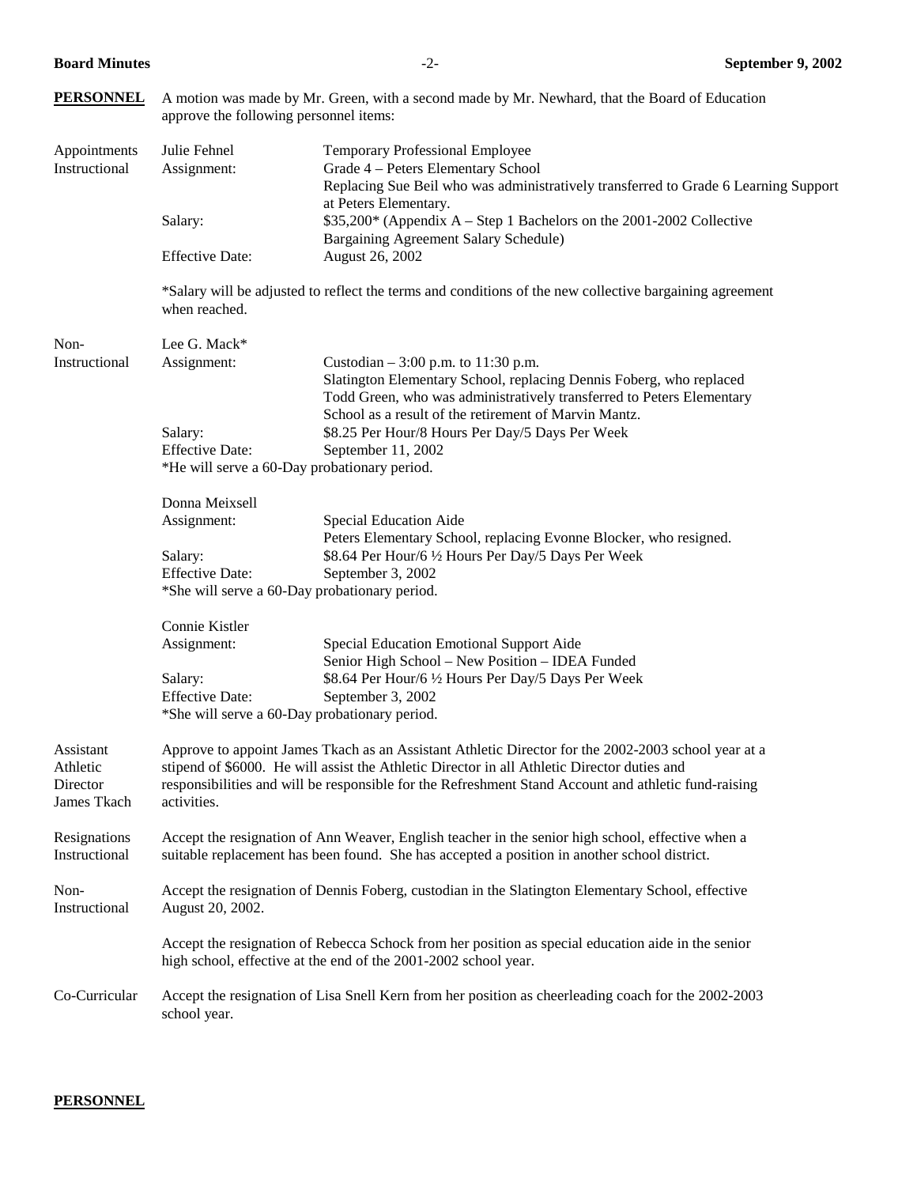**PERSONNEL**

A motion was made by Mr. Green, with a second made by Mr. Newhard, that the Board of Education approve the following personnel items:

**Appointments Instructional**

Julie Fehnel — Temporary Professional Employee

Assignment: Grade 4 – Peters Elementary School. Replacing Sue Beil who was administratively transferred to Grade 6 Learning Support at Peters Elementary.

Salary: $35,200* (Appendix A – Step 1 Bachelors on the 2001-2002 Collective Bargaining Agreement Salary Schedule)

Effective Date: August 26, 2002

*Salary will be adjusted to reflect the terms and conditions of the new collective bargaining agreement when reached.

**Non-Instructional**

Lee G. Mack*

Assignment: Custodian – 3:00 p.m. to 11:30 p.m. Slatington Elementary School, replacing Dennis Foberg, who replaced Todd Green, who was administratively transferred to Peters Elementary School as a result of the retirement of Marvin Mantz.

Salary: $8.25 Per Hour/8 Hours Per Day/5 Days Per Week

Effective Date: September 11, 2002

*He will serve a 60-Day probationary period.

Donna Meixsell

Assignment: Special Education Aide. Peters Elementary School, replacing Evonne Blocker, who resigned.

Salary: $8.64 Per Hour/6 ½ Hours Per Day/5 Days Per Week

Effective Date: September 3, 2002

*She will serve a 60-Day probationary period.

Connie Kistler

Assignment: Special Education Emotional Support Aide. Senior High School – New Position – IDEA Funded

Salary: $8.64 Per Hour/6 ½ Hours Per Day/5 Days Per Week

Effective Date: September 3, 2002

*She will serve a 60-Day probationary period.

**Assistant Athletic Director James Tkach**

Approve to appoint James Tkach as an Assistant Athletic Director for the 2002-2003 school year at a stipend of $6000. He will assist the Athletic Director in all Athletic Director duties and responsibilities and will be responsible for the Refreshment Stand Account and athletic fund-raising activities.

**Resignations Instructional**

Accept the resignation of Ann Weaver, English teacher in the senior high school, effective when a suitable replacement has been found. She has accepted a position in another school district.

**Non-Instructional**

Accept the resignation of Dennis Foberg, custodian in the Slatington Elementary School, effective August 20, 2002.

Accept the resignation of Rebecca Schock from her position as special education aide in the senior high school, effective at the end of the 2001-2002 school year.

**Co-Curricular**

Accept the resignation of Lisa Snell Kern from her position as cheerleading coach for the 2002-2003 school year.

**PERSONNEL**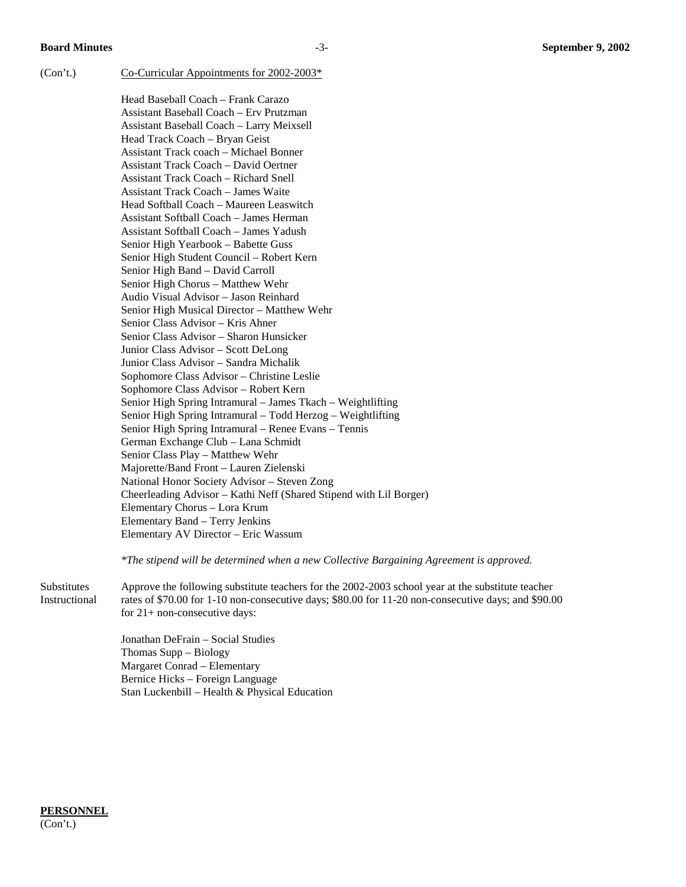(Con't.) Co-Curricular Appointments for 2002-2003*

Head Baseball Coach – Frank Carazo
Assistant Baseball Coach – Erv Prutzman
Assistant Baseball Coach – Larry Meixsell
Head Track Coach – Bryan Geist
Assistant Track coach – Michael Bonner
Assistant Track Coach – David Oertner
Assistant Track Coach – Richard Snell
Assistant Track Coach – James Waite
Head Softball Coach – Maureen Leaswitch
Assistant Softball Coach – James Herman
Assistant Softball Coach – James Yadush
Senior High Yearbook – Babette Guss
Senior High Student Council – Robert Kern
Senior High Band – David Carroll
Senior High Chorus – Matthew Wehr
Audio Visual Advisor – Jason Reinhard
Senior High Musical Director – Matthew Wehr
Senior Class Advisor – Kris Ahner
Senior Class Advisor – Sharon Hunsicker
Junior Class Advisor – Scott DeLong
Junior Class Advisor – Sandra Michalik
Sophomore Class Advisor – Christine Leslie
Sophomore Class Advisor – Robert Kern
Senior High Spring Intramural – James Tkach – Weightlifting
Senior High Spring Intramural – Todd Herzog – Weightlifting
Senior High Spring Intramural – Renee Evans – Tennis
German Exchange Club – Lana Schmidt
Senior Class Play – Matthew Wehr
Majorette/Band Front – Lauren Zielenski
National Honor Society Advisor – Steven Zong
Cheerleading Advisor – Kathi Neff (Shared Stipend with Lil Borger)
Elementary Chorus – Lora Krum
Elementary Band – Terry Jenkins
Elementary AV Director – Eric Wassum

*\*The stipend will be determined when a new Collective Bargaining Agreement is approved.*

Substitutes Instructional — Approve the following substitute teachers for the 2002-2003 school year at the substitute teacher rates of $70.00 for 1-10 non-consecutive days; $80.00 for 11-20 non-consecutive days; and $90.00 for 21+ non-consecutive days:

Jonathan DeFrain – Social Studies
Thomas Supp – Biology
Margaret Conrad – Elementary
Bernice Hicks – Foreign Language
Stan Luckenbill – Health & Physical Education

**PERSONNEL**
(Con't.)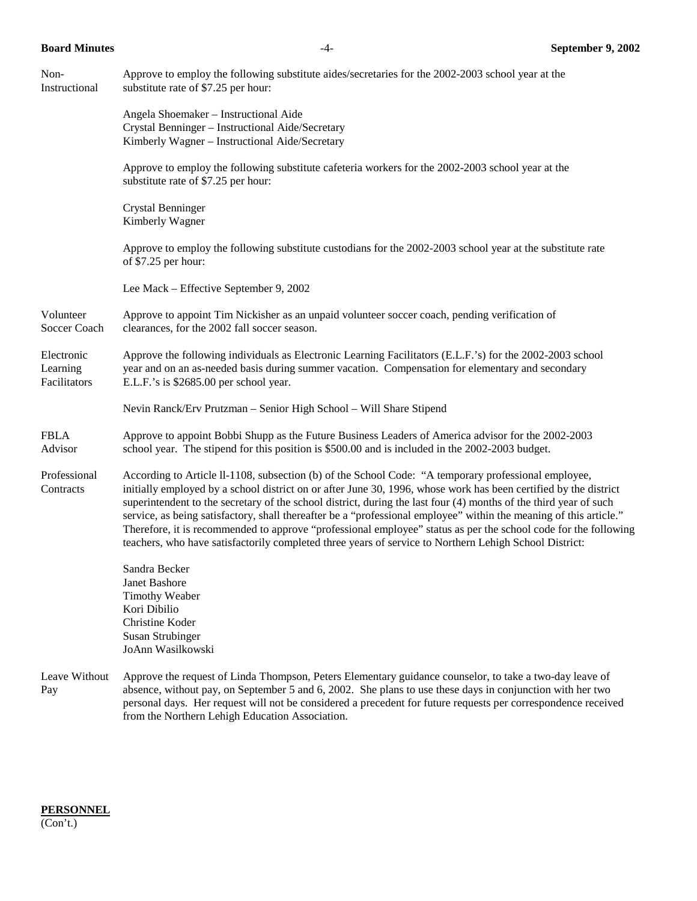Non-Instructional

Approve to employ the following substitute aides/secretaries for the 2002-2003 school year at the substitute rate of $7.25 per hour:

Angela Shoemaker – Instructional Aide
Crystal Benninger – Instructional Aide/Secretary
Kimberly Wagner – Instructional Aide/Secretary

Approve to employ the following substitute cafeteria workers for the 2002-2003 school year at the substitute rate of $7.25 per hour:

Crystal Benninger
Kimberly Wagner

Approve to employ the following substitute custodians for the 2002-2003 school year at the substitute rate of $7.25 per hour:

Lee Mack – Effective September 9, 2002

Volunteer Soccer Coach

Approve to appoint Tim Nickisher as an unpaid volunteer soccer coach, pending verification of clearances, for the 2002 fall soccer season.

Electronic Learning Facilitators

Approve the following individuals as Electronic Learning Facilitators (E.L.F.'s) for the 2002-2003 school year and on an as-needed basis during summer vacation. Compensation for elementary and secondary E.L.F.'s is $2685.00 per school year.

Nevin Ranck/Erv Prutzman – Senior High School – Will Share Stipend

FBLA Advisor

Approve to appoint Bobbi Shupp as the Future Business Leaders of America advisor for the 2002-2003 school year. The stipend for this position is $500.00 and is included in the 2002-2003 budget.

Professional Contracts

According to Article ll-1108, subsection (b) of the School Code: "A temporary professional employee, initially employed by a school district on or after June 30, 1996, whose work has been certified by the district superintendent to the secretary of the school district, during the last four (4) months of the third year of such service, as being satisfactory, shall thereafter be a "professional employee" within the meaning of this article." Therefore, it is recommended to approve "professional employee" status as per the school code for the following teachers, who have satisfactorily completed three years of service to Northern Lehigh School District:

Sandra Becker
Janet Bashore
Timothy Weaber
Kori Dibilio
Christine Koder
Susan Strubinger
JoAnn Wasilkowski

Leave Without Pay

Approve the request of Linda Thompson, Peters Elementary guidance counselor, to take a two-day leave of absence, without pay, on September 5 and 6, 2002. She plans to use these days in conjunction with her two personal days. Her request will not be considered a precedent for future requests per correspondence received from the Northern Lehigh Education Association.

**PERSONNEL**
(Con't.)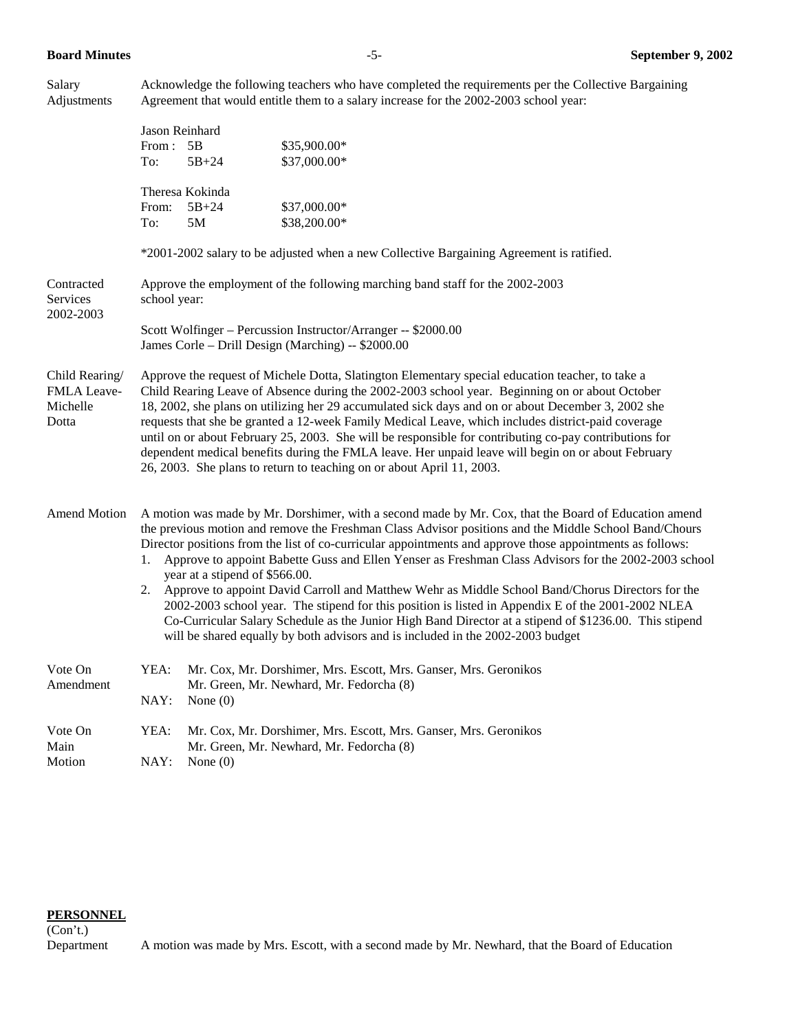**Salary Adjustments**

Acknowledge the following teachers who have completed the requirements per the Collective Bargaining Agreement that would entitle them to a salary increase for the 2002-2003 school year:

Jason Reinhard

| | | |
|---|---|---|
| From : | 5B | $35,900.00* |
| To: | 5B+24 | $37,000.00* |

Theresa Kokinda

| | | |
|---|---|---|
| From: | 5B+24 | $37,000.00* |
| To: | 5M | $38,200.00* |

*2001-2002 salary to be adjusted when a new Collective Bargaining Agreement is ratified.

**Contracted Services 2002-2003**

Approve the employment of the following marching band staff for the 2002-2003 school year:

Scott Wolfinger – Percussion Instructor/Arranger -- $2000.00
James Corle – Drill Design (Marching) -- $2000.00

**Child Rearing/ FMLA Leave- Michelle Dotta**

Approve the request of Michele Dotta, Slatington Elementary special education teacher, to take a Child Rearing Leave of Absence during the 2002-2003 school year. Beginning on or about October 18, 2002, she plans on utilizing her 29 accumulated sick days and on or about December 3, 2002 she requests that she be granted a 12-week Family Medical Leave, which includes district-paid coverage until on or about February 25, 2003. She will be responsible for contributing co-pay contributions for dependent medical benefits during the FMLA leave. Her unpaid leave will begin on or about February 26, 2003. She plans to return to teaching on or about April 11, 2003.

**Amend Motion**

A motion was made by Mr. Dorshimer, with a second made by Mr. Cox, that the Board of Education amend the previous motion and remove the Freshman Class Advisor positions and the Middle School Band/Chours Director positions from the list of co-curricular appointments and approve those appointments as follows:

1. Approve to appoint Babette Guss and Ellen Yenser as Freshman Class Advisors for the 2002-2003 school year at a stipend of $566.00.
2. Approve to appoint David Carroll and Matthew Wehr as Middle School Band/Chorus Directors for the 2002-2003 school year. The stipend for this position is listed in Appendix E of the 2001-2002 NLEA Co-Curricular Salary Schedule as the Junior High Band Director at a stipend of $1236.00. This stipend will be shared equally by both advisors and is included in the 2002-2003 budget

**Vote On Amendment**

YEA: Mr. Cox, Mr. Dorshimer, Mrs. Escott, Mrs. Ganser, Mrs. Geronikos Mr. Green, Mr. Newhard, Mr. Fedorcha (8)
NAY: None (0)

**Vote On Main Motion**

YEA: Mr. Cox, Mr. Dorshimer, Mrs. Escott, Mrs. Ganser, Mrs. Geronikos Mr. Green, Mr. Newhard, Mr. Fedorcha (8)
NAY: None (0)

**PERSONNEL**
(Con't.)

**Department**

A motion was made by Mrs. Escott, with a second made by Mr. Newhard, that the Board of Education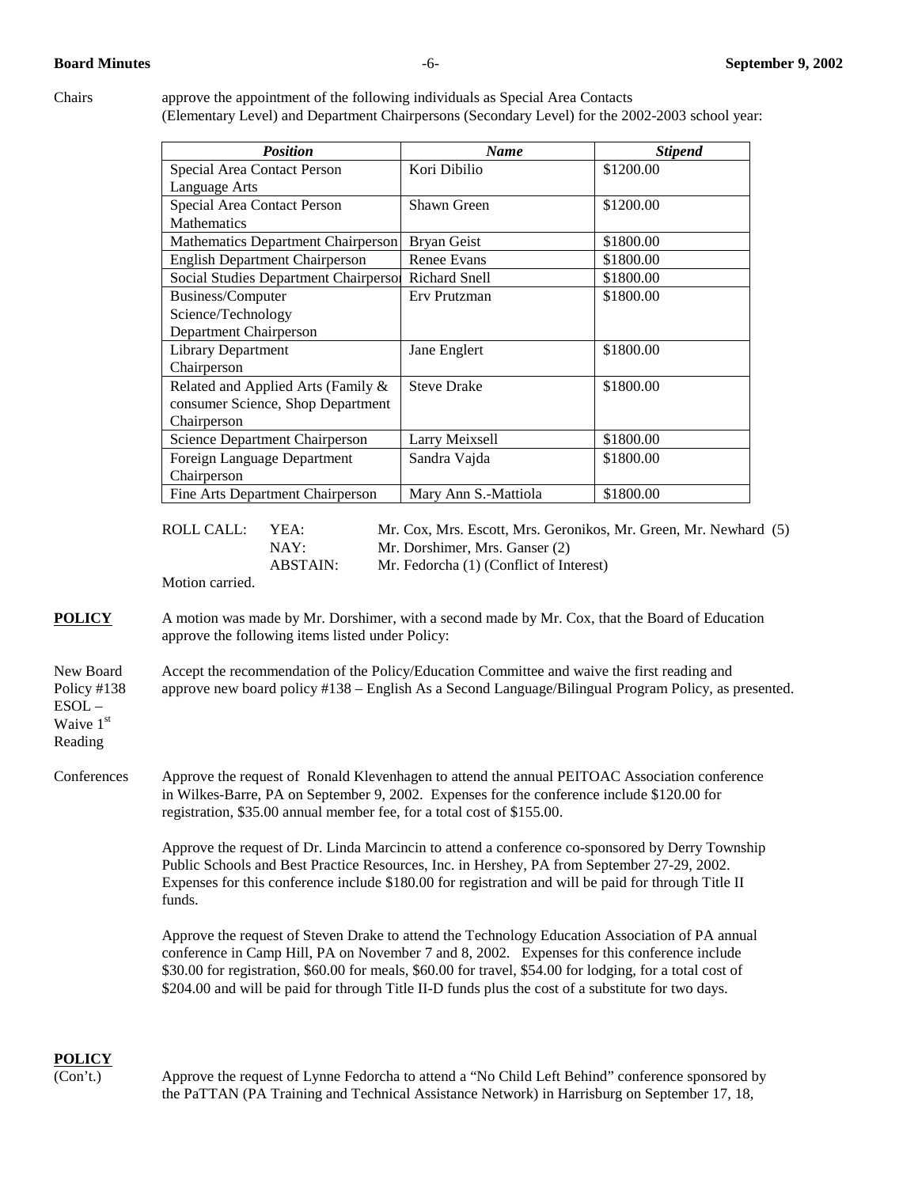Chairs approve the appointment of the following individuals as Special Area Contacts (Elementary Level) and Department Chairpersons (Secondary Level) for the 2002-2003 school year:

| *Position* | *Name* | *Stipend* |
|---|---|---|
| Special Area Contact Person Language Arts | Kori Dibilio | \$1200.00 |
| Special Area Contact Person Mathematics | Shawn Green | \$1200.00 |
| Mathematics Department Chairperson | Bryan Geist | \$1800.00 |
| English Department Chairperson | Renee Evans | \$1800.00 |
| Social Studies Department Chairperson | Richard Snell | \$1800.00 |
| Business/Computer Science/Technology Department Chairperson | Erv Prutzman | \$1800.00 |
| Library Department Chairperson | Jane Englert | \$1800.00 |
| Related and Applied Arts (Family & consumer Science, Shop Department Chairperson | Steve Drake | \$1800.00 |
| Science Department Chairperson | Larry Meixsell | \$1800.00 |
| Foreign Language Department Chairperson | Sandra Vajda | \$1800.00 |
| Fine Arts Department Chairperson | Mary Ann S.-Mattiola | \$1800.00 |

ROLL CALL:
YEA: Mr. Cox, Mrs. Escott, Mrs. Geronikos, Mr. Green, Mr. Newhard (5)
NAY: Mr. Dorshimer, Mrs. Ganser (2)
ABSTAIN: Mr. Fedorcha (1) (Conflict of Interest)

Motion carried.

**POLICY**

A motion was made by Mr. Dorshimer, with a second made by Mr. Cox, that the Board of Education approve the following items listed under Policy:

New Board Policy #138 ESOL – Waive 1st Reading

Accept the recommendation of the Policy/Education Committee and waive the first reading and approve new board policy #138 – English As a Second Language/Bilingual Program Policy, as presented.

Conferences

Approve the request of Ronald Klevenhagen to attend the annual PEITOAC Association conference in Wilkes-Barre, PA on September 9, 2002. Expenses for the conference include \$120.00 for registration, \$35.00 annual member fee, for a total cost of \$155.00.

Approve the request of Dr. Linda Marcincin to attend a conference co-sponsored by Derry Township Public Schools and Best Practice Resources, Inc. in Hershey, PA from September 27-29, 2002. Expenses for this conference include \$180.00 for registration and will be paid for through Title II funds.

Approve the request of Steven Drake to attend the Technology Education Association of PA annual conference in Camp Hill, PA on November 7 and 8, 2002. Expenses for this conference include \$30.00 for registration, \$60.00 for meals, \$60.00 for travel, \$54.00 for lodging, for a total cost of \$204.00 and will be paid for through Title II-D funds plus the cost of a substitute for two days.

**POLICY**
(Con't.)

Approve the request of Lynne Fedorcha to attend a "No Child Left Behind" conference sponsored by the PaTTAN (PA Training and Technical Assistance Network) in Harrisburg on September 17, 18,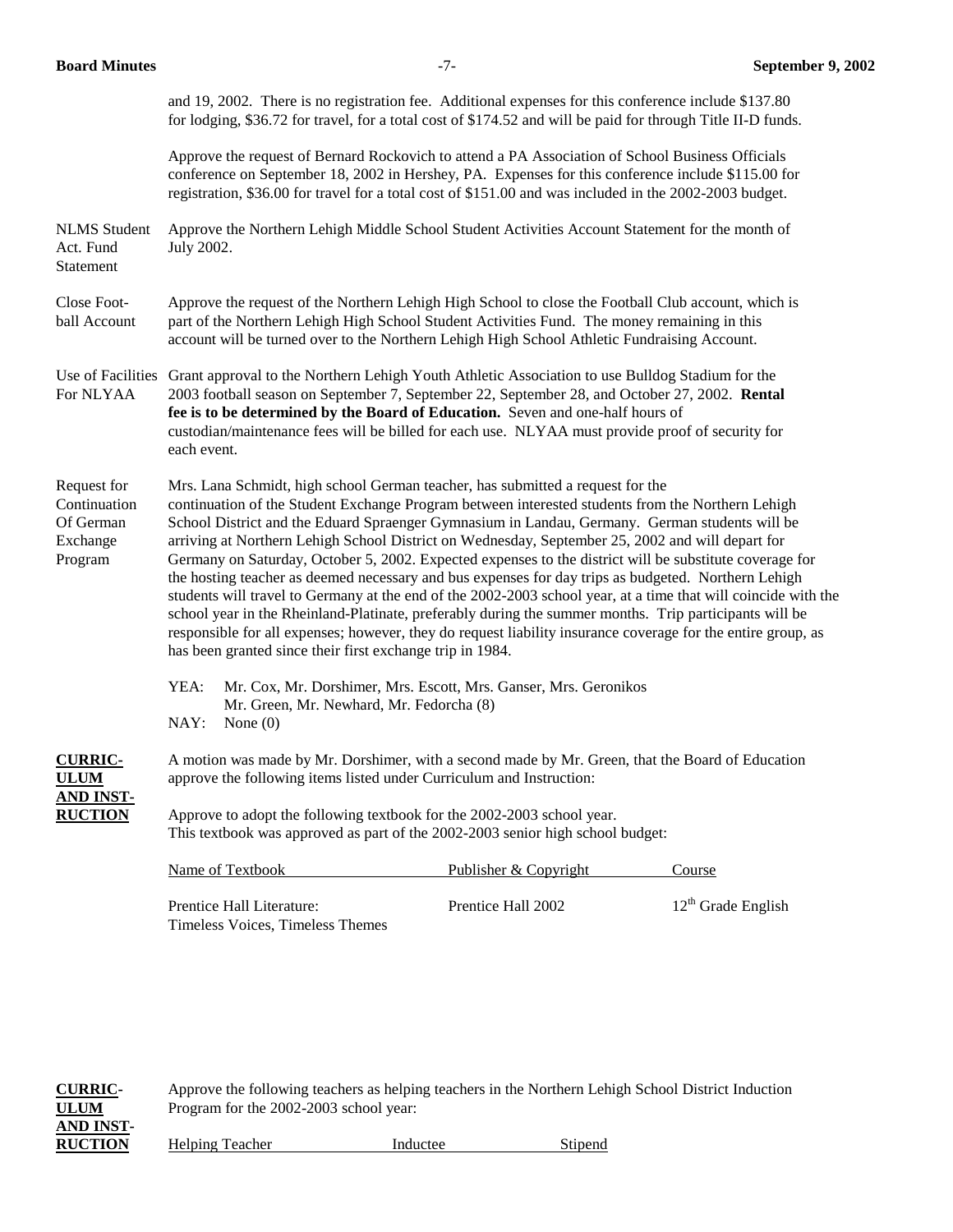and 19, 2002. There is no registration fee. Additional expenses for this conference include $137.80 for lodging, $36.72 for travel, for a total cost of $174.52 and will be paid for through Title II-D funds.

Approve the request of Bernard Rockovich to attend a PA Association of School Business Officials conference on September 18, 2002 in Hershey, PA. Expenses for this conference include $115.00 for registration, $36.00 for travel for a total cost of $151.00 and was included in the 2002-2003 budget.

NLMS Student Act. Fund Statement

Approve the Northern Lehigh Middle School Student Activities Account Statement for the month of July 2002.

Close Football Account

Approve the request of the Northern Lehigh High School to close the Football Club account, which is part of the Northern Lehigh High School Student Activities Fund. The money remaining in this account will be turned over to the Northern Lehigh High School Athletic Fundraising Account.

Use of Facilities For NLYAA

Grant approval to the Northern Lehigh Youth Athletic Association to use Bulldog Stadium for the 2003 football season on September 7, September 22, September 28, and October 27, 2002. **Rental fee is to be determined by the Board of Education.** Seven and one-half hours of custodian/maintenance fees will be billed for each use. NLYAA must provide proof of security for each event.

Request for Continuation Of German Exchange Program

Mrs. Lana Schmidt, high school German teacher, has submitted a request for the continuation of the Student Exchange Program between interested students from the Northern Lehigh School District and the Eduard Spraenger Gymnasium in Landau, Germany. German students will be arriving at Northern Lehigh School District on Wednesday, September 25, 2002 and will depart for Germany on Saturday, October 5, 2002. Expected expenses to the district will be substitute coverage for the hosting teacher as deemed necessary and bus expenses for day trips as budgeted. Northern Lehigh students will travel to Germany at the end of the 2002-2003 school year, at a time that will coincide with the school year in the Rheinland-Platinate, preferably during the summer months. Trip participants will be responsible for all expenses; however, they do request liability insurance coverage for the entire group, as has been granted since their first exchange trip in 1984.

YEA: Mr. Cox, Mr. Dorshimer, Mrs. Escott, Mrs. Ganser, Mrs. Geronikos Mr. Green, Mr. Newhard, Mr. Fedorcha (8)
NAY: None (0)

**CURRICULUM AND INSTRUCTION**

A motion was made by Mr. Dorshimer, with a second made by Mr. Green, that the Board of Education approve the following items listed under Curriculum and Instruction:

Approve to adopt the following textbook for the 2002-2003 school year.
This textbook was approved as part of the 2002-2003 senior high school budget:

| Name of Textbook | Publisher & Copyright | Course |
|---|---|---|
| Prentice Hall Literature: Timeless Voices, Timeless Themes | Prentice Hall 2002 | 12th Grade English |

**CURRICULUM AND INSTRUCTION**

Approve the following teachers as helping teachers in the Northern Lehigh School District Induction Program for the 2002-2003 school year:

| Helping Teacher | Inductee | Stipend |
|---|---|---|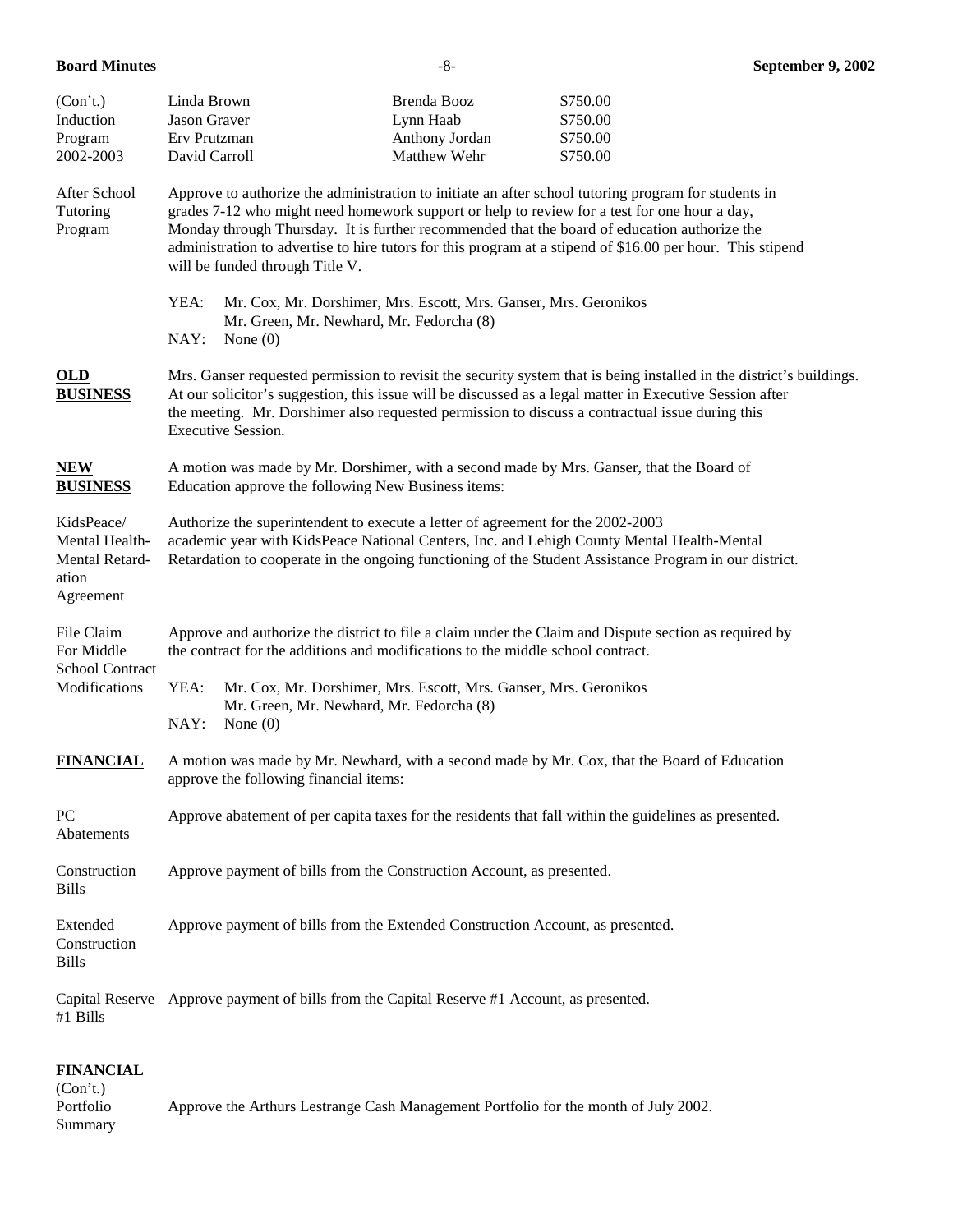(Con't.) Induction Program 2002-2003

| Linda Brown | Brenda Booz | $750.00 |
|---|---|---|
| Jason Graver | Lynn Haab | $750.00 |
| Erv Prutzman | Anthony Jordan | $750.00 |
| David Carroll | Matthew Wehr | $750.00 |

After School Tutoring Program

Approve to authorize the administration to initiate an after school tutoring program for students in grades 7-12 who might need homework support or help to review for a test for one hour a day, Monday through Thursday. It is further recommended that the board of education authorize the administration to advertise to hire tutors for this program at a stipend of $16.00 per hour. This stipend will be funded through Title V.

YEA: Mr. Cox, Mr. Dorshimer, Mrs. Escott, Mrs. Ganser, Mrs. Geronikos Mr. Green, Mr. Newhard, Mr. Fedorcha (8)
NAY: None (0)

**OLD BUSINESS**

Mrs. Ganser requested permission to revisit the security system that is being installed in the district's buildings. At our solicitor's suggestion, this issue will be discussed as a legal matter in Executive Session after the meeting. Mr. Dorshimer also requested permission to discuss a contractual issue during this Executive Session.

**NEW BUSINESS**

A motion was made by Mr. Dorshimer, with a second made by Mrs. Ganser, that the Board of Education approve the following New Business items:

KidsPeace/ Mental Health-Mental Retardation Agreement

Authorize the superintendent to execute a letter of agreement for the 2002-2003 academic year with KidsPeace National Centers, Inc. and Lehigh County Mental Health-Mental Retardation to cooperate in the ongoing functioning of the Student Assistance Program in our district.

File Claim For Middle School Contract Modifications

Approve and authorize the district to file a claim under the Claim and Dispute section as required by the contract for the additions and modifications to the middle school contract.

YEA: Mr. Cox, Mr. Dorshimer, Mrs. Escott, Mrs. Ganser, Mrs. Geronikos Mr. Green, Mr. Newhard, Mr. Fedorcha (8)
NAY: None (0)

**FINANCIAL**

A motion was made by Mr. Newhard, with a second made by Mr. Cox, that the Board of Education approve the following financial items:

PC Abatements

Approve abatement of per capita taxes for the residents that fall within the guidelines as presented.

Construction Bills

Approve payment of bills from the Construction Account, as presented.

Extended Construction Bills

Approve payment of bills from the Extended Construction Account, as presented.

Capital Reserve #1 Bills

Approve payment of bills from the Capital Reserve #1 Account, as presented.

**FINANCIAL** (Con't.)

Portfolio Summary

Approve the Arthurs Lestrange Cash Management Portfolio for the month of July 2002.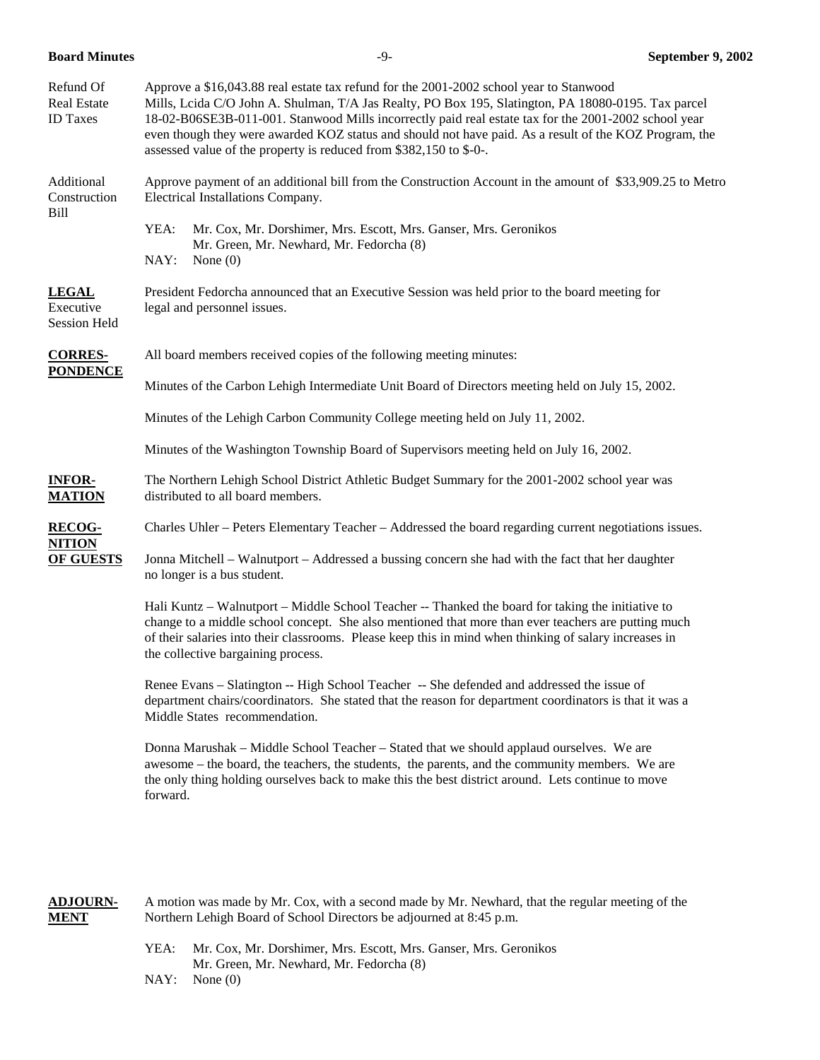**Refund Of Real Estate ID Taxes**

Approve a $16,043.88 real estate tax refund for the 2001-2002 school year to Stanwood Mills, Lcida C/O John A. Shulman, T/A Jas Realty, PO Box 195, Slatington, PA 18080-0195. Tax parcel 18-02-B06SE3B-011-001. Stanwood Mills incorrectly paid real estate tax for the 2001-2002 school year even though they were awarded KOZ status and should not have paid. As a result of the KOZ Program, the assessed value of the property is reduced from $382,150 to $-0-.

**Additional Construction Bill**

Approve payment of an additional bill from the Construction Account in the amount of $33,909.25 to Metro Electrical Installations Company.

YEA: Mr. Cox, Mr. Dorshimer, Mrs. Escott, Mrs. Ganser, Mrs. Geronikos Mr. Green, Mr. Newhard, Mr. Fedorcha (8)
NAY: None (0)

**LEGAL**
**Executive Session Held**

President Fedorcha announced that an Executive Session was held prior to the board meeting for legal and personnel issues.

**CORRESPONDENCE**

All board members received copies of the following meeting minutes:

Minutes of the Carbon Lehigh Intermediate Unit Board of Directors meeting held on July 15, 2002.

Minutes of the Lehigh Carbon Community College meeting held on July 11, 2002.

Minutes of the Washington Township Board of Supervisors meeting held on July 16, 2002.

**INFORMATION**

The Northern Lehigh School District Athletic Budget Summary for the 2001-2002 school year was distributed to all board members.

**RECOGNITION OF GUESTS**

Charles Uhler – Peters Elementary Teacher – Addressed the board regarding current negotiations issues.

Jonna Mitchell – Walnutport – Addressed a bussing concern she had with the fact that her daughter no longer is a bus student.

Hali Kuntz – Walnutport – Middle School Teacher -- Thanked the board for taking the initiative to change to a middle school concept. She also mentioned that more than ever teachers are putting much of their salaries into their classrooms. Please keep this in mind when thinking of salary increases in the collective bargaining process.

Renee Evans – Slatington -- High School Teacher -- She defended and addressed the issue of department chairs/coordinators. She stated that the reason for department coordinators is that it was a Middle States recommendation.

Donna Marushak – Middle School Teacher – Stated that we should applaud ourselves. We are awesome – the board, the teachers, the students, the parents, and the community members. We are the only thing holding ourselves back to make this the best district around. Lets continue to move forward.

**ADJOURNMENT**

A motion was made by Mr. Cox, with a second made by Mr. Newhard, that the regular meeting of the Northern Lehigh Board of School Directors be adjourned at 8:45 p.m.

YEA: Mr. Cox, Mr. Dorshimer, Mrs. Escott, Mrs. Ganser, Mrs. Geronikos Mr. Green, Mr. Newhard, Mr. Fedorcha (8)
NAY: None (0)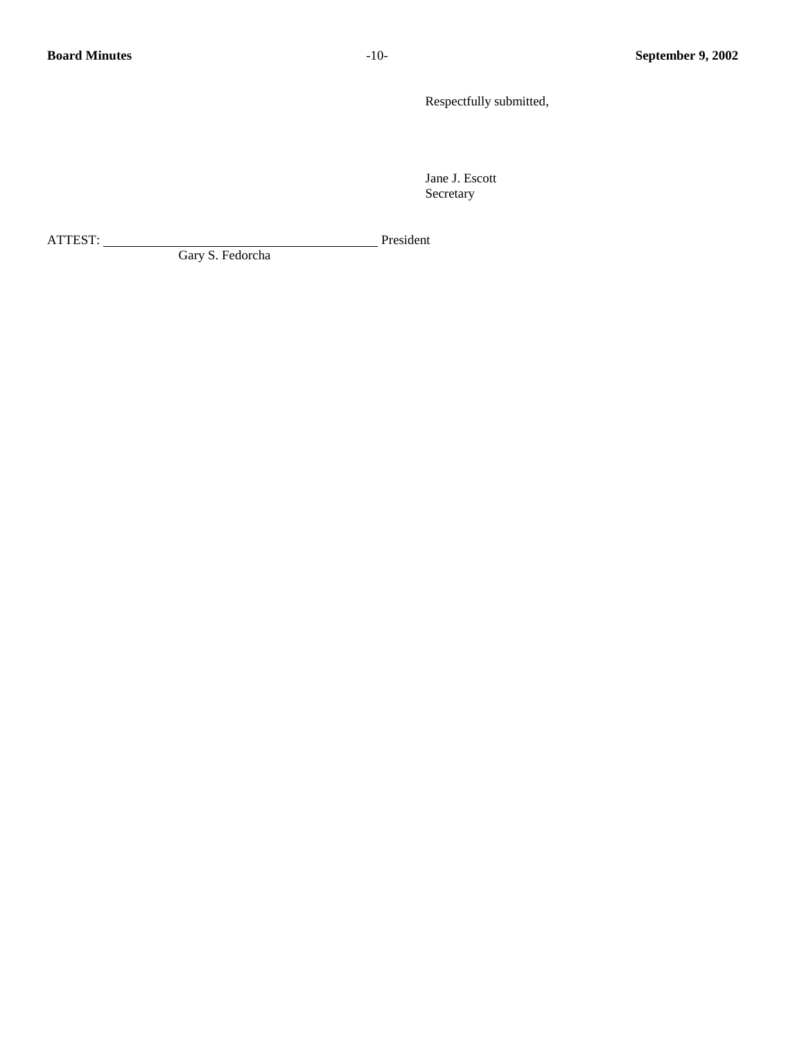Respectfully submitted,

Jane J. Escott
Secretary

ATTEST: ______________________________ President
Gary S. Fedorcha